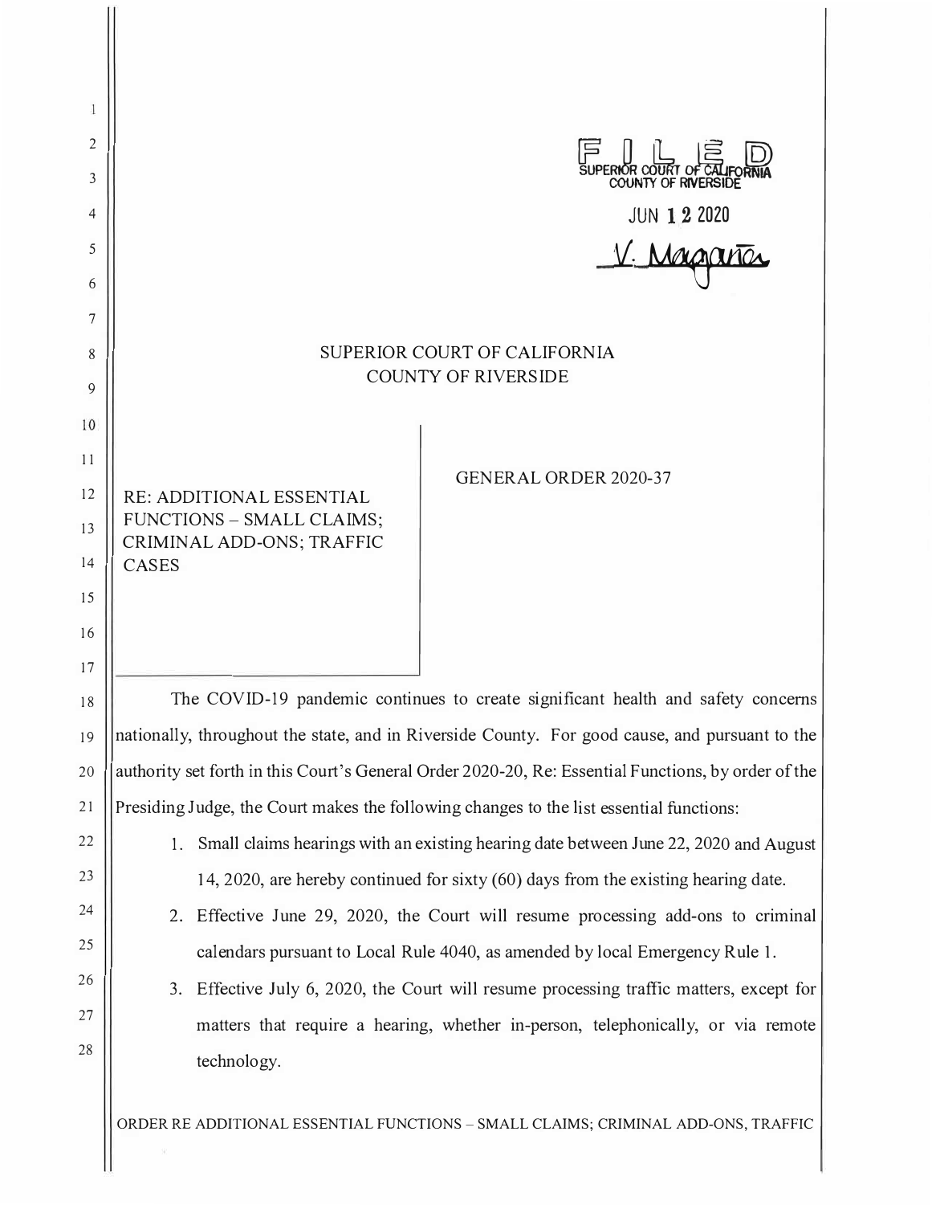FILED
SUPERIOR COURT OF CALIFORNIA
COUNTY OF RIVERSIDE

JUN 12 2020

V. Magaña

# SUPERIOR COURT OF CALIFORNIA
# COUNTY OF RIVERSIDE

RE: ADDITIONAL ESSENTIAL FUNCTIONS – SMALL CLAIMS; CRIMINAL ADD-ONS; TRAFFIC CASES

GENERAL ORDER 2020-37

The COVID-19 pandemic continues to create significant health and safety concerns nationally, throughout the state, and in Riverside County. For good cause, and pursuant to the authority set forth in this Court's General Order 2020-20, Re: Essential Functions, by order of the Presiding Judge, the Court makes the following changes to the list essential functions:

1. Small claims hearings with an existing hearing date between June 22, 2020 and August 14, 2020, are hereby continued for sixty (60) days from the existing hearing date.
2. Effective June 29, 2020, the Court will resume processing add-ons to criminal calendars pursuant to Local Rule 4040, as amended by local Emergency Rule 1.
3. Effective July 6, 2020, the Court will resume processing traffic matters, except for matters that require a hearing, whether in-person, telephonically, or via remote technology.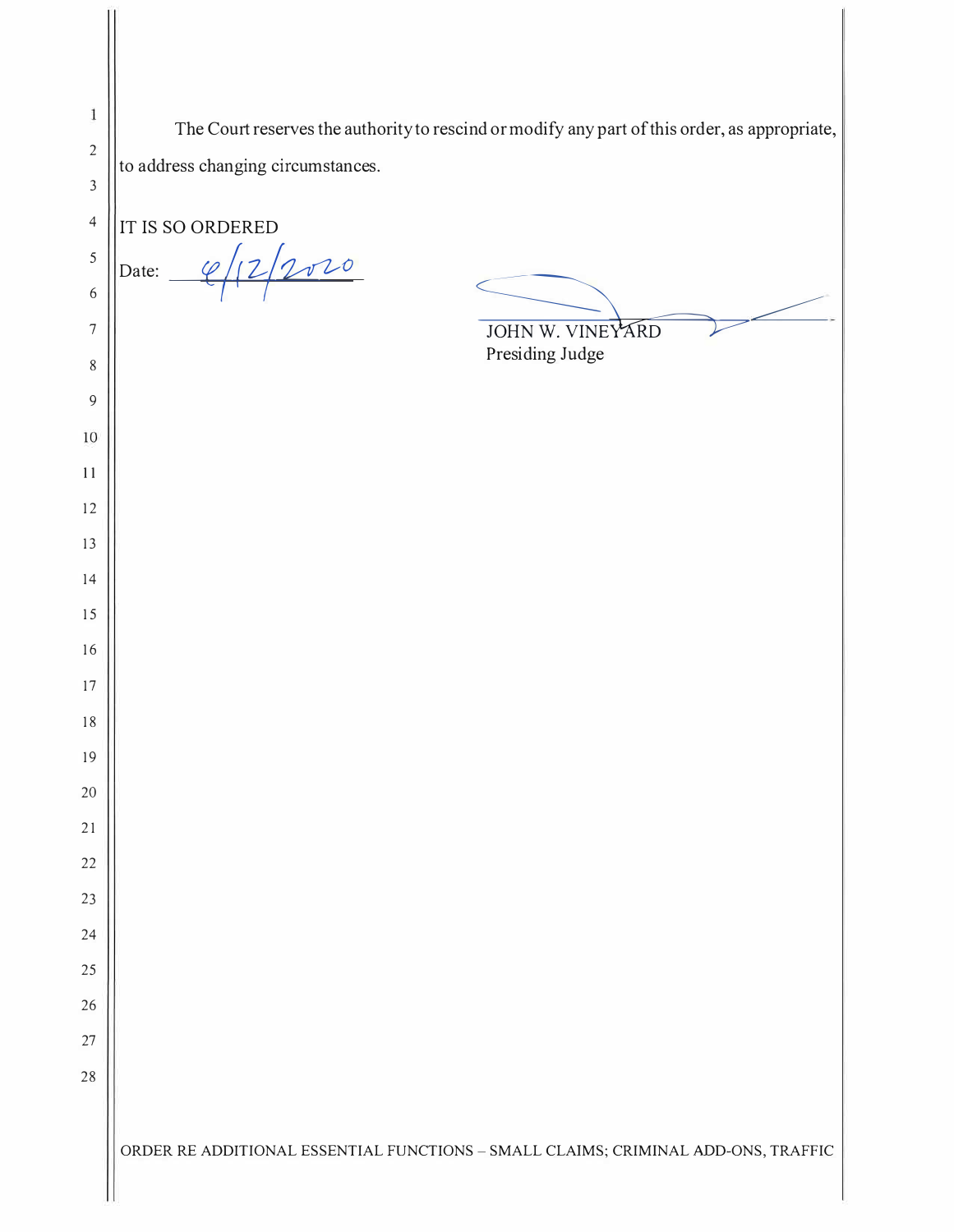The Court reserves the authority to rescind or modify any part of this order, as appropriate, to address changing circumstances.

IT IS SO ORDERED

Date: 4/12/2020

JOHN W. VINEYARD
Presiding Judge